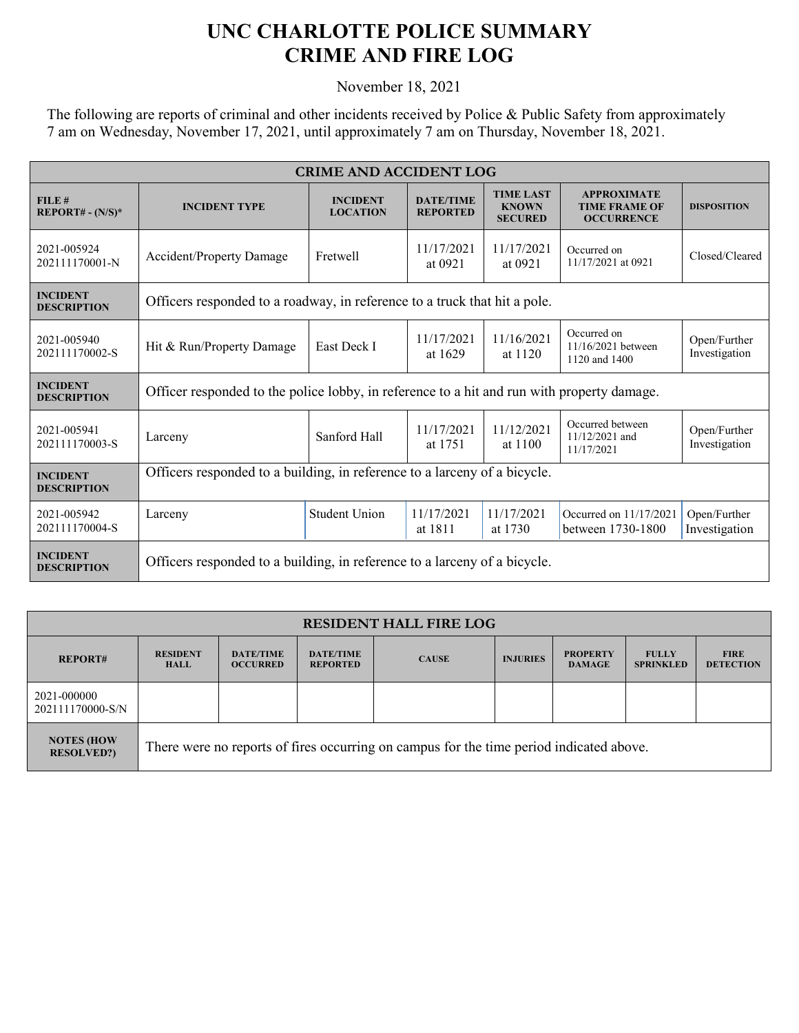# UNC CHARLOTTE POLICE SUMMARY
# CRIME AND FIRE LOG

November 18, 2021

The following are reports of criminal and other incidents received by Police & Public Safety from approximately 7 am on Wednesday, November 17, 2021, until approximately 7 am on Thursday, November 18, 2021.

| CRIME AND ACCIDENT LOG | | | | | | |
|---|---|---|---|---|---|---|
| **FILE # REPORT# - (N/S)*** | **INCIDENT TYPE** | **INCIDENT LOCATION** | **DATE/TIME REPORTED** | **TIME LAST KNOWN SECURED** | **APPROXIMATE TIME FRAME OF OCCURRENCE** | **DISPOSITION** |
| 2021-005924 202111170001-N | Accident/Property Damage | Fretwell | 11/17/2021 at 0921 | 11/17/2021 at 0921 | Occurred on 11/17/2021 at 0921 | Closed/Cleared |
| **INCIDENT DESCRIPTION** | Officers responded to a roadway, in reference to a truck that hit a pole. | | | | | |
| 2021-005940 202111170002-S | Hit & Run/Property Damage | East Deck I | 11/17/2021 at 1629 | 11/16/2021 at 1120 | Occurred on 11/16/2021 between 1120 and 1400 | Open/Further Investigation |
| **INCIDENT DESCRIPTION** | Officer responded to the police lobby, in reference to a hit and run with property damage. | | | | | |
| 2021-005941 202111170003-S | Larceny | Sanford Hall | 11/17/2021 at 1751 | 11/12/2021 at 1100 | Occurred between 11/12/2021 and 11/17/2021 | Open/Further Investigation |
| **INCIDENT DESCRIPTION** | Officers responded to a building, in reference to a larceny of a bicycle. | | | | | |
| 2021-005942 202111170004-S | Larceny | Student Union | 11/17/2021 at 1811 | 11/17/2021 at 1730 | Occurred on 11/17/2021 between 1730-1800 | Open/Further Investigation |
| **INCIDENT DESCRIPTION** | Officers responded to a building, in reference to a larceny of a bicycle. | | | | | |

| RESIDENT HALL FIRE LOG | | | | | | | | |
|---|---|---|---|---|---|---|---|---|
| **REPORT#** | **RESIDENT HALL** | **DATE/TIME OCCURRED** | **DATE/TIME REPORTED** | **CAUSE** | **INJURIES** | **PROPERTY DAMAGE** | **FULLY SPRINKLED** | **FIRE DETECTION** |
| 2021-000000 202111170000-S/N | | | | | | | | |
| **NOTES (HOW RESOLVED?)** | There were no reports of fires occurring on campus for the time period indicated above. | | | | | | | |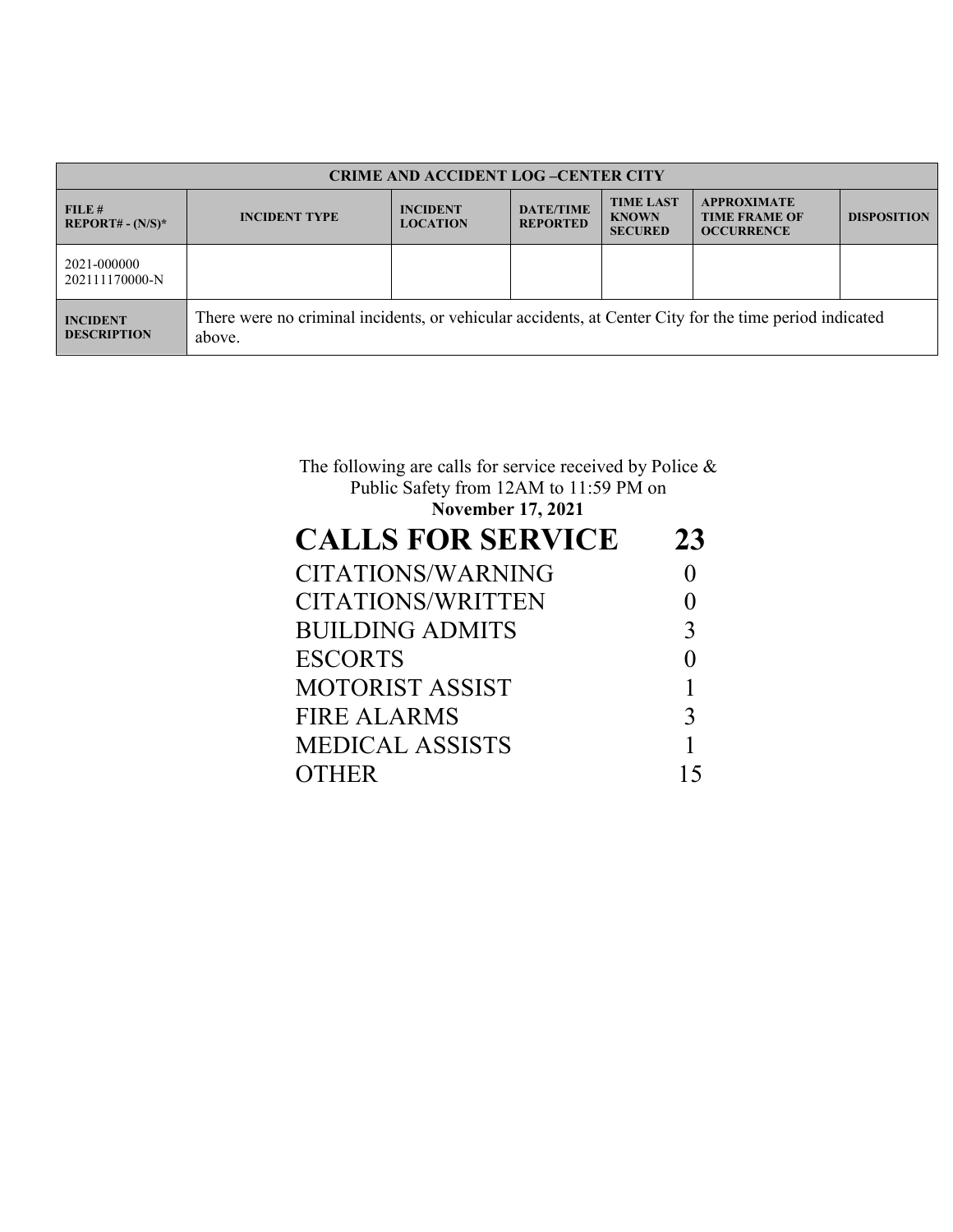| CRIME AND ACCIDENT LOG –CENTER CITY | | | | | | |
|---|---|---|---|---|---|---|
| **FILE # REPORT# - (N/S)*** | **INCIDENT TYPE** | **INCIDENT LOCATION** | **DATE/TIME REPORTED** | **TIME LAST KNOWN SECURED** | **APPROXIMATE TIME FRAME OF OCCURRENCE** | **DISPOSITION** |
| 2021-000000 202111170000-N | | | | | | |
| **INCIDENT DESCRIPTION** | There were no criminal incidents, or vehicular accidents, at Center City for the time period indicated above. | | | | | |

The following are calls for service received by Police & Public Safety from 12AM to 11:59 PM on
**November 17, 2021**

| | |
|---|---|
| **CALLS FOR SERVICE** | **23** |
| CITATIONS/WARNING | 0 |
| CITATIONS/WRITTEN | 0 |
| BUILDING ADMITS | 3 |
| ESCORTS | 0 |
| MOTORIST ASSIST | 1 |
| FIRE ALARMS | 3 |
| MEDICAL ASSISTS | 1 |
| OTHER | 15 |